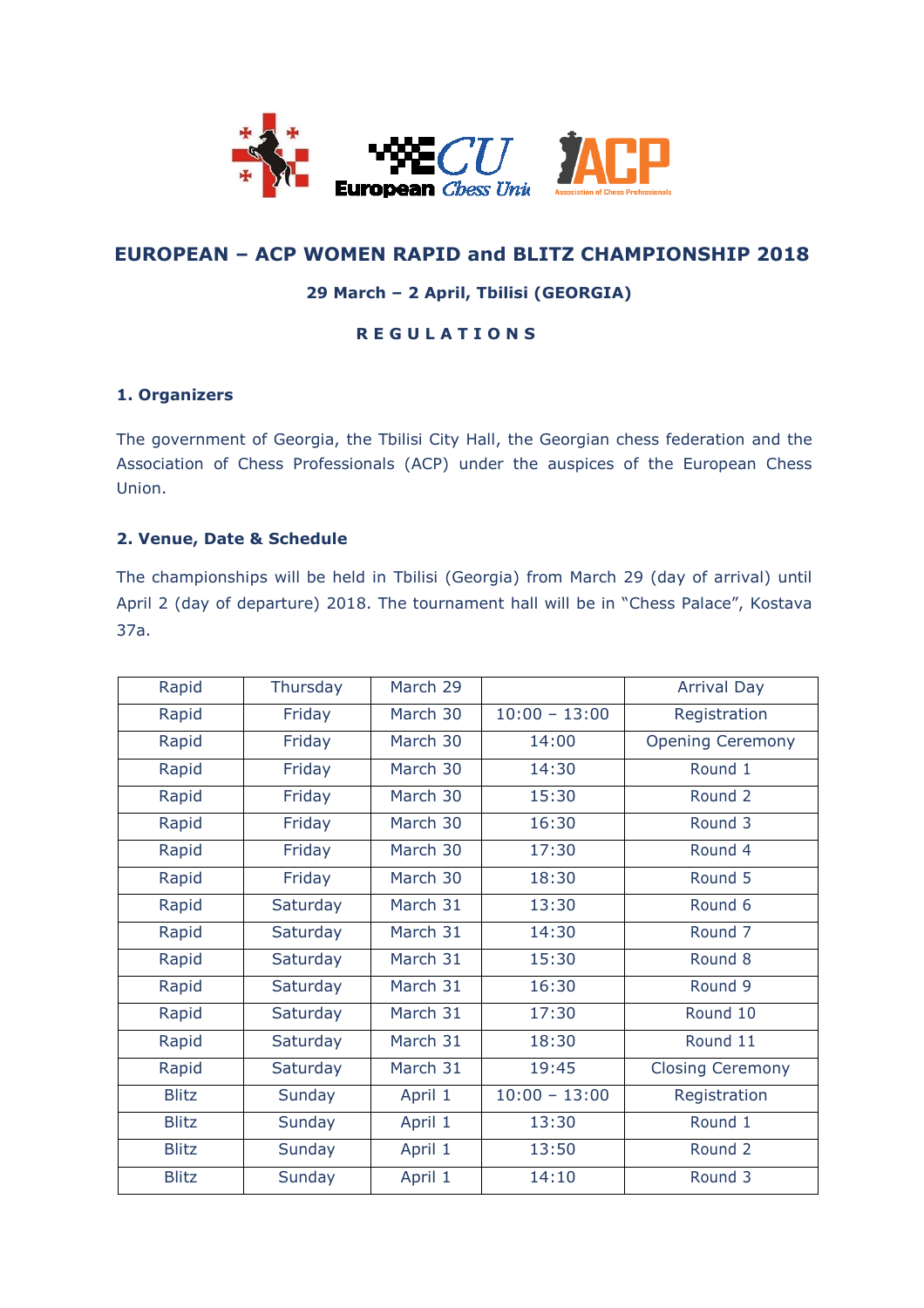## EUROPEAN – ACP WOMEN RAPID and BLITZ CHAMPIONSHIP 2018

**29 March – 2 April, Tbilisi (GEORGIA)**

**R E G U L A T I O N S**

### 1. Organizers

The government of Georgia, the Tbilisi City Hall, the Georgian chess federation and the Association of Chess Professionals (ACP) under the auspices of the European Chess Union.

### 2. Venue, Date & Schedule

The championships will be held in Tbilisi (Georgia) from March 29 (day of arrival) until April 2 (day of departure) 2018. The tournament hall will be in "Chess Palace", Kostava 37a.

| | | | | |
|---|---|---|---|---|
| Rapid | Thursday | March 29 | | Arrival Day |
| Rapid | Friday | March 30 | 10:00 – 13:00 | Registration |
| Rapid | Friday | March 30 | 14:00 | Opening Ceremony |
| Rapid | Friday | March 30 | 14:30 | Round 1 |
| Rapid | Friday | March 30 | 15:30 | Round 2 |
| Rapid | Friday | March 30 | 16:30 | Round 3 |
| Rapid | Friday | March 30 | 17:30 | Round 4 |
| Rapid | Friday | March 30 | 18:30 | Round 5 |
| Rapid | Saturday | March 31 | 13:30 | Round 6 |
| Rapid | Saturday | March 31 | 14:30 | Round 7 |
| Rapid | Saturday | March 31 | 15:30 | Round 8 |
| Rapid | Saturday | March 31 | 16:30 | Round 9 |
| Rapid | Saturday | March 31 | 17:30 | Round 10 |
| Rapid | Saturday | March 31 | 18:30 | Round 11 |
| Rapid | Saturday | March 31 | 19:45 | Closing Ceremony |
| Blitz | Sunday | April 1 | 10:00 – 13:00 | Registration |
| Blitz | Sunday | April 1 | 13:30 | Round 1 |
| Blitz | Sunday | April 1 | 13:50 | Round 2 |
| Blitz | Sunday | April 1 | 14:10 | Round 3 |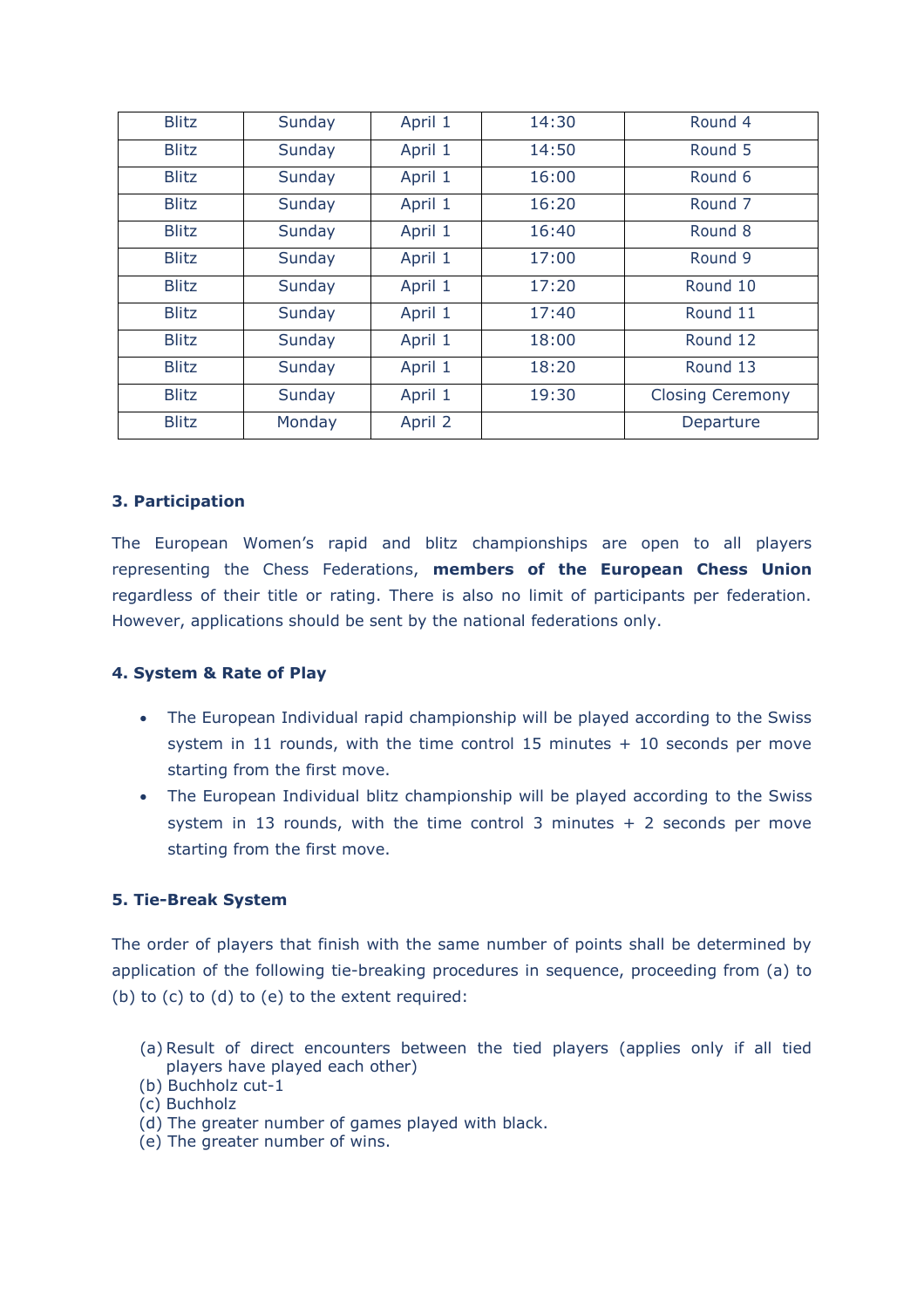| Blitz | Sunday | April 1 | 14:30 | Round 4 |
|---|---|---|---|---|
| Blitz | Sunday | April 1 | 14:50 | Round 5 |
| Blitz | Sunday | April 1 | 16:00 | Round 6 |
| Blitz | Sunday | April 1 | 16:20 | Round 7 |
| Blitz | Sunday | April 1 | 16:40 | Round 8 |
| Blitz | Sunday | April 1 | 17:00 | Round 9 |
| Blitz | Sunday | April 1 | 17:20 | Round 10 |
| Blitz | Sunday | April 1 | 17:40 | Round 11 |
| Blitz | Sunday | April 1 | 18:00 | Round 12 |
| Blitz | Sunday | April 1 | 18:20 | Round 13 |
| Blitz | Sunday | April 1 | 19:30 | Closing Ceremony |
| Blitz | Monday | April 2 | | Departure |

### 3. Participation

The European Women's rapid and blitz championships are open to all players representing the Chess Federations, **members of the European Chess Union** regardless of their title or rating. There is also no limit of participants per federation. However, applications should be sent by the national federations only.

### 4. System & Rate of Play

- The European Individual rapid championship will be played according to the Swiss system in 11 rounds, with the time control 15 minutes + 10 seconds per move starting from the first move.
- The European Individual blitz championship will be played according to the Swiss system in 13 rounds, with the time control 3 minutes + 2 seconds per move starting from the first move.

### 5. Tie-Break System

The order of players that finish with the same number of points shall be determined by application of the following tie-breaking procedures in sequence, proceeding from (a) to (b) to (c) to (d) to (e) to the extent required:

(a) Result of direct encounters between the tied players (applies only if all tied players have played each other)
(b) Buchholz cut-1
(c) Buchholz
(d) The greater number of games played with black.
(e) The greater number of wins.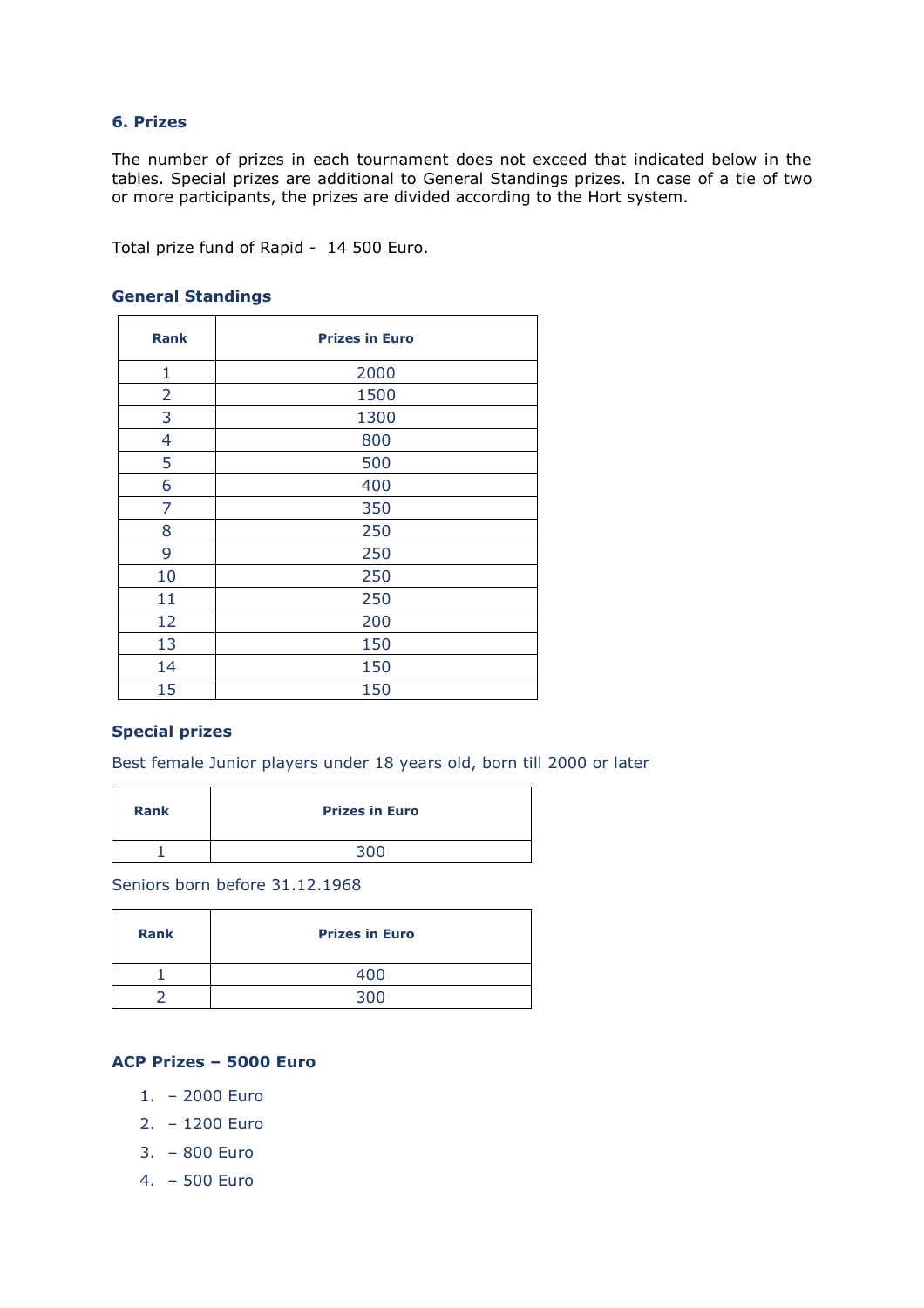### 6. Prizes

The number of prizes in each tournament does not exceed that indicated below in the tables. Special prizes are additional to General Standings prizes. In case of a tie of two or more participants, the prizes are divided according to the Hort system.

Total prize fund of Rapid - 14 500 Euro.

#### General Standings

| Rank | Prizes in Euro |
|---|---|
| 1 | 2000 |
| 2 | 1500 |
| 3 | 1300 |
| 4 | 800 |
| 5 | 500 |
| 6 | 400 |
| 7 | 350 |
| 8 | 250 |
| 9 | 250 |
| 10 | 250 |
| 11 | 250 |
| 12 | 200 |
| 13 | 150 |
| 14 | 150 |
| 15 | 150 |

#### Special prizes

Best female Junior players under 18 years old, born till 2000 or later

| Rank | Prizes in Euro |
|---|---|
| 1 | 300 |

Seniors born before 31.12.1968

| Rank | Prizes in Euro |
|---|---|
| 1 | 400 |
| 2 | 300 |

#### ACP Prizes – 5000 Euro

1. – 2000 Euro
2. – 1200 Euro
3. – 800 Euro
4. – 500 Euro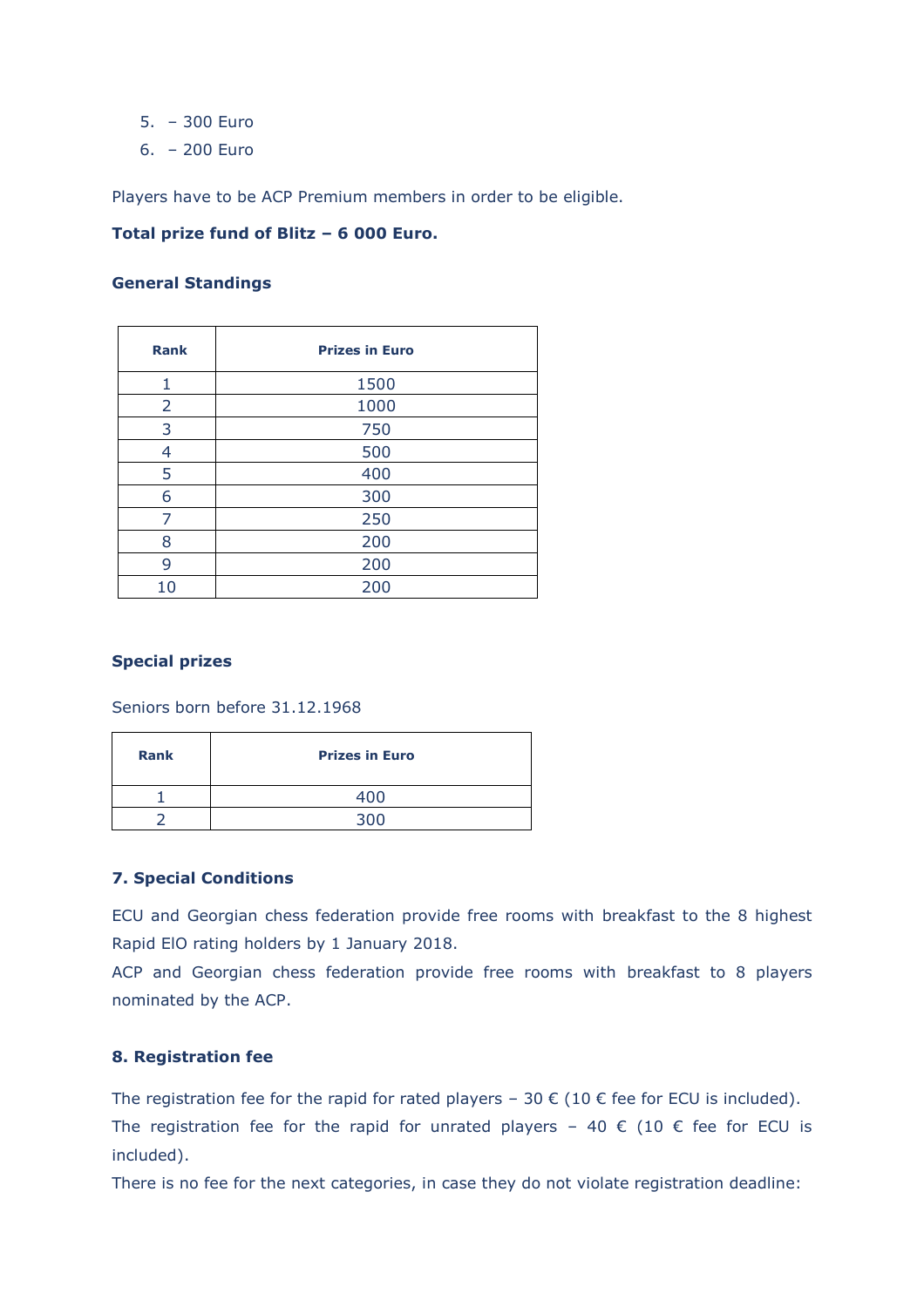5. – 300 Euro
6. – 200 Euro

Players have to be ACP Premium members in order to be eligible.

**Total prize fund of Blitz – 6 000 Euro.**

**General Standings**

| Rank | Prizes in Euro |
|---|---|
| 1 | 1500 |
| 2 | 1000 |
| 3 | 750 |
| 4 | 500 |
| 5 | 400 |
| 6 | 300 |
| 7 | 250 |
| 8 | 200 |
| 9 | 200 |
| 10 | 200 |

**Special prizes**

Seniors born before 31.12.1968

| Rank | Prizes in Euro |
|---|---|
| 1 | 400 |
| 2 | 300 |

**7. Special Conditions**

ECU and Georgian chess federation provide free rooms with breakfast to the 8 highest Rapid ElO rating holders by 1 January 2018.
ACP and Georgian chess federation provide free rooms with breakfast to 8 players nominated by the ACP.

**8. Registration fee**

The registration fee for the rapid for rated players – 30 € (10 € fee for ECU is included).
The registration fee for the rapid for unrated players – 40 € (10 € fee for ECU is included).
There is no fee for the next categories, in case they do not violate registration deadline: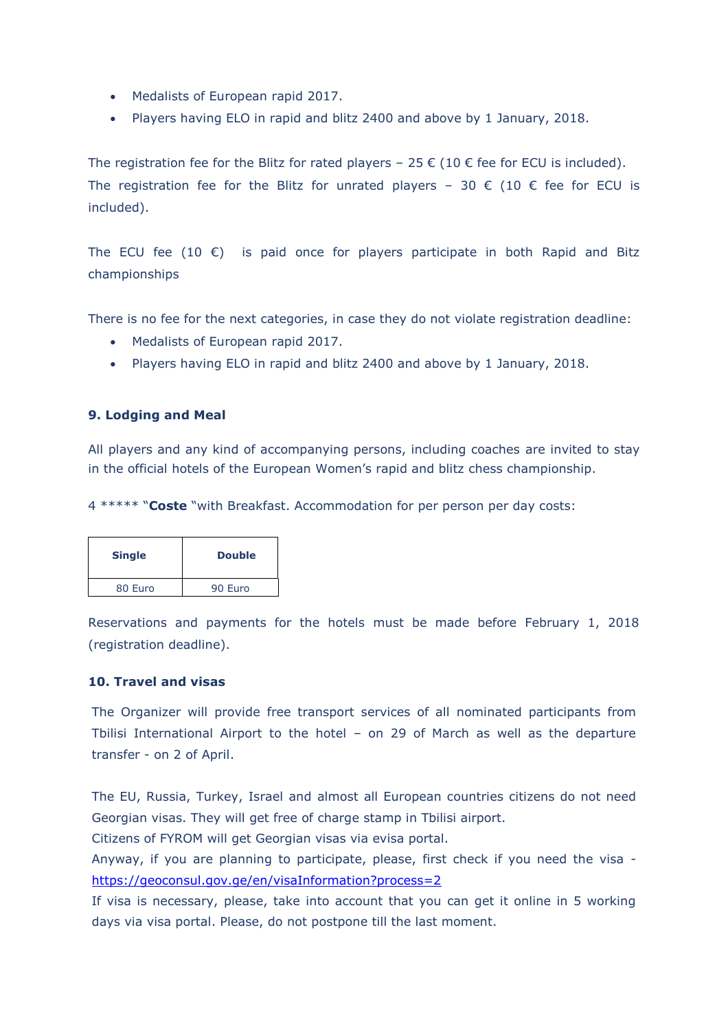- Medalists of European rapid 2017.
- Players having ELO in rapid and blitz 2400 and above by 1 January, 2018.

The registration fee for the Blitz for rated players – 25 € (10 € fee for ECU is included).
The registration fee for the Blitz for unrated players – 30 € (10 € fee for ECU is included).

The ECU fee (10 €) is paid once for players participate in both Rapid and Bitz championships

There is no fee for the next categories, in case they do not violate registration deadline:

- Medalists of European rapid 2017.
- Players having ELO in rapid and blitz 2400 and above by 1 January, 2018.

### 9. Lodging and Meal

All players and any kind of accompanying persons, including coaches are invited to stay in the official hotels of the European Women's rapid and blitz chess championship.

4 ***** "**Coste** "with Breakfast. Accommodation for per person per day costs:

| Single | Double |
|---|---|
| 80 Euro | 90 Euro |

Reservations and payments for the hotels must be made before February 1, 2018 (registration deadline).

### 10. Travel and visas

The Organizer will provide free transport services of all nominated participants from Tbilisi International Airport to the hotel – on 29 of March as well as the departure transfer - on 2 of April.

The EU, Russia, Turkey, Israel and almost all European countries citizens do not need Georgian visas. They will get free of charge stamp in Tbilisi airport.
Citizens of FYROM will get Georgian visas via evisa portal.
Anyway, if you are planning to participate, please, first check if you need the visa - [https://geoconsul.gov.ge/en/visaInformation?process=2](https://geoconsul.gov.ge/en/visaInformation?process=2)
If visa is necessary, please, take into account that you can get it online in 5 working days via visa portal. Please, do not postpone till the last moment.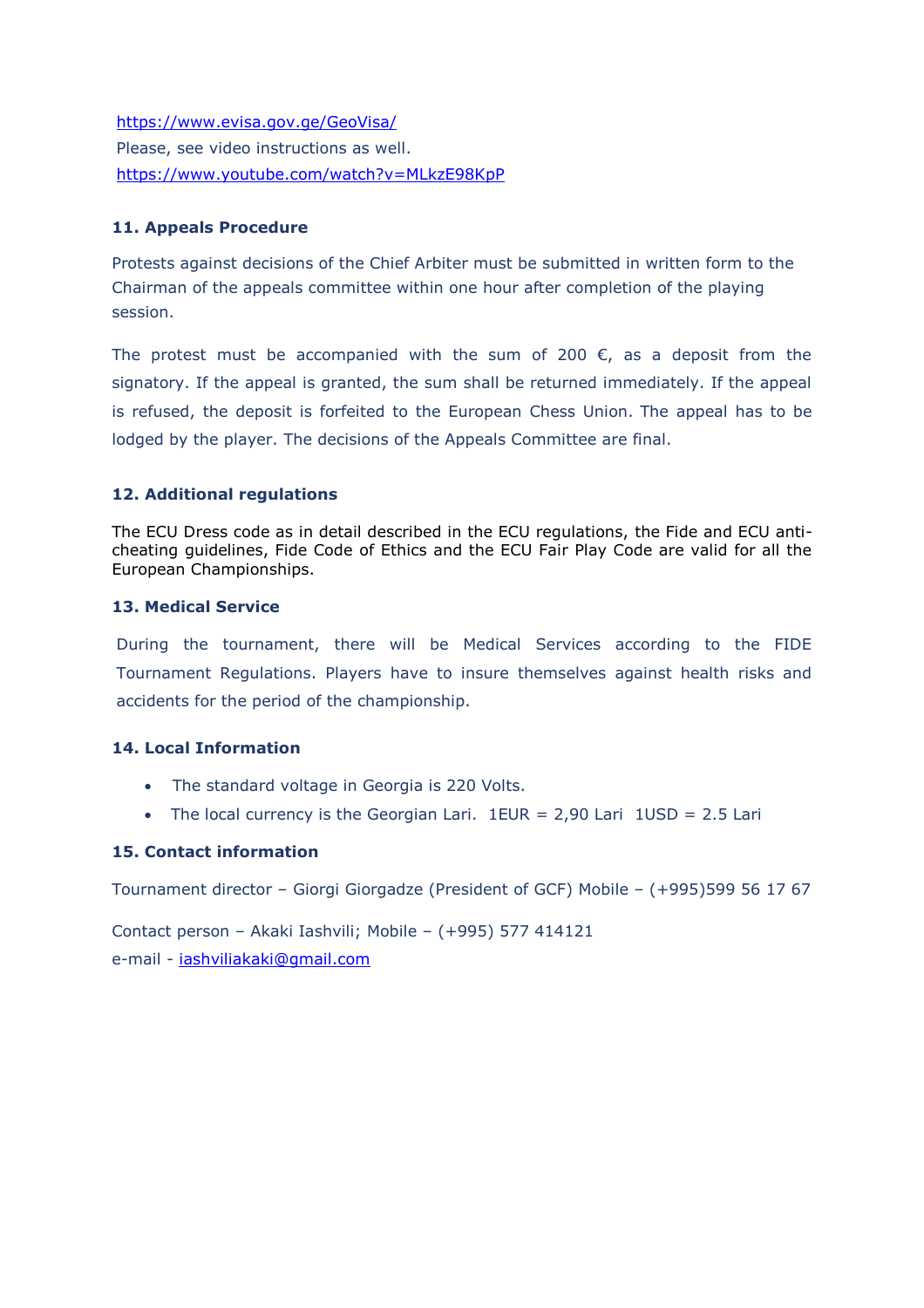https://www.evisa.gov.ge/GeoVisa/
Please, see video instructions as well.
https://www.youtube.com/watch?v=MLkzE98KpP

### 11. Appeals Procedure

Protests against decisions of the Chief Arbiter must be submitted in written form to the Chairman of the appeals committee within one hour after completion of the playing session.

The protest must be accompanied with the sum of 200 €, as a deposit from the signatory. If the appeal is granted, the sum shall be returned immediately. If the appeal is refused, the deposit is forfeited to the European Chess Union. The appeal has to be lodged by the player. The decisions of the Appeals Committee are final.

### 12. Additional regulations

The ECU Dress code as in detail described in the ECU regulations, the Fide and ECU anti-cheating guidelines, Fide Code of Ethics and the ECU Fair Play Code are valid for all the European Championships.

### 13. Medical Service

During the tournament, there will be Medical Services according to the FIDE Tournament Regulations. Players have to insure themselves against health risks and accidents for the period of the championship.

### 14. Local Information

- The standard voltage in Georgia is 220 Volts.
- The local currency is the Georgian Lari. 1EUR = 2,90 Lari 1USD = 2.5 Lari

### 15. Contact information

Tournament director – Giorgi Giorgadze (President of GCF) Mobile – (+995)599 56 17 67

Contact person – Akaki Iashvili; Mobile – (+995) 577 414121
e-mail - iashviliakaki@gmail.com